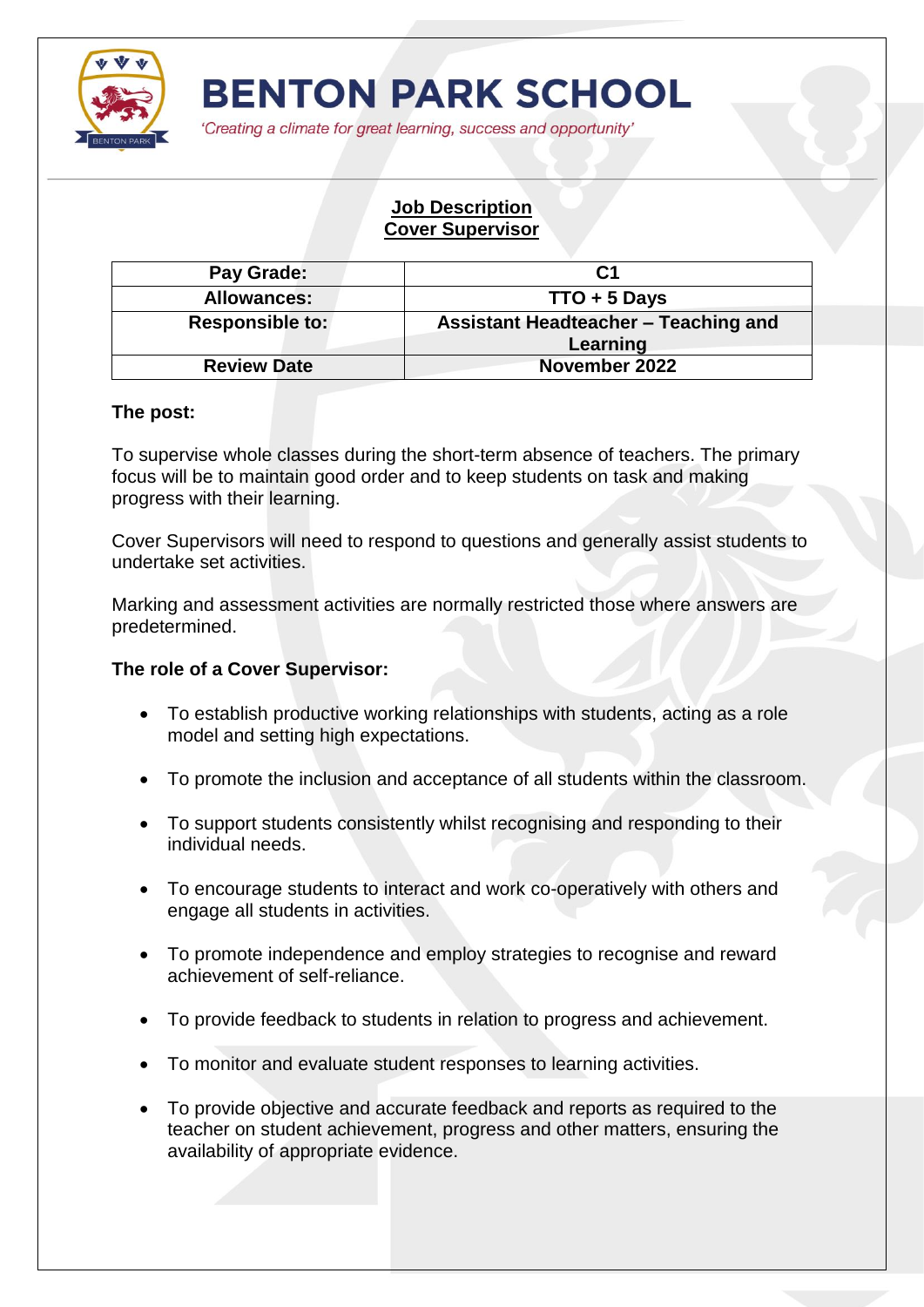# BENTON PARK SCHOOL

*'Creating a climate for great learning, success and opportunity'*

## Job Description
## Cover Supervisor

| Pay Grade: | C1 |
|---|---|
| Allowances: | TTO + 5 Days |
| Responsible to: | Assistant Headteacher – Teaching and Learning |
| Review Date | November 2022 |

**The post:**

To supervise whole classes during the short-term absence of teachers. The primary focus will be to maintain good order and to keep students on task and making progress with their learning.

Cover Supervisors will need to respond to questions and generally assist students to undertake set activities.

Marking and assessment activities are normally restricted those where answers are predetermined.

**The role of a Cover Supervisor:**

- To establish productive working relationships with students, acting as a role model and setting high expectations.
- To promote the inclusion and acceptance of all students within the classroom.
- To support students consistently whilst recognising and responding to their individual needs.
- To encourage students to interact and work co-operatively with others and engage all students in activities.
- To promote independence and employ strategies to recognise and reward achievement of self-reliance.
- To provide feedback to students in relation to progress and achievement.
- To monitor and evaluate student responses to learning activities.
- To provide objective and accurate feedback and reports as required to the teacher on student achievement, progress and other matters, ensuring the availability of appropriate evidence.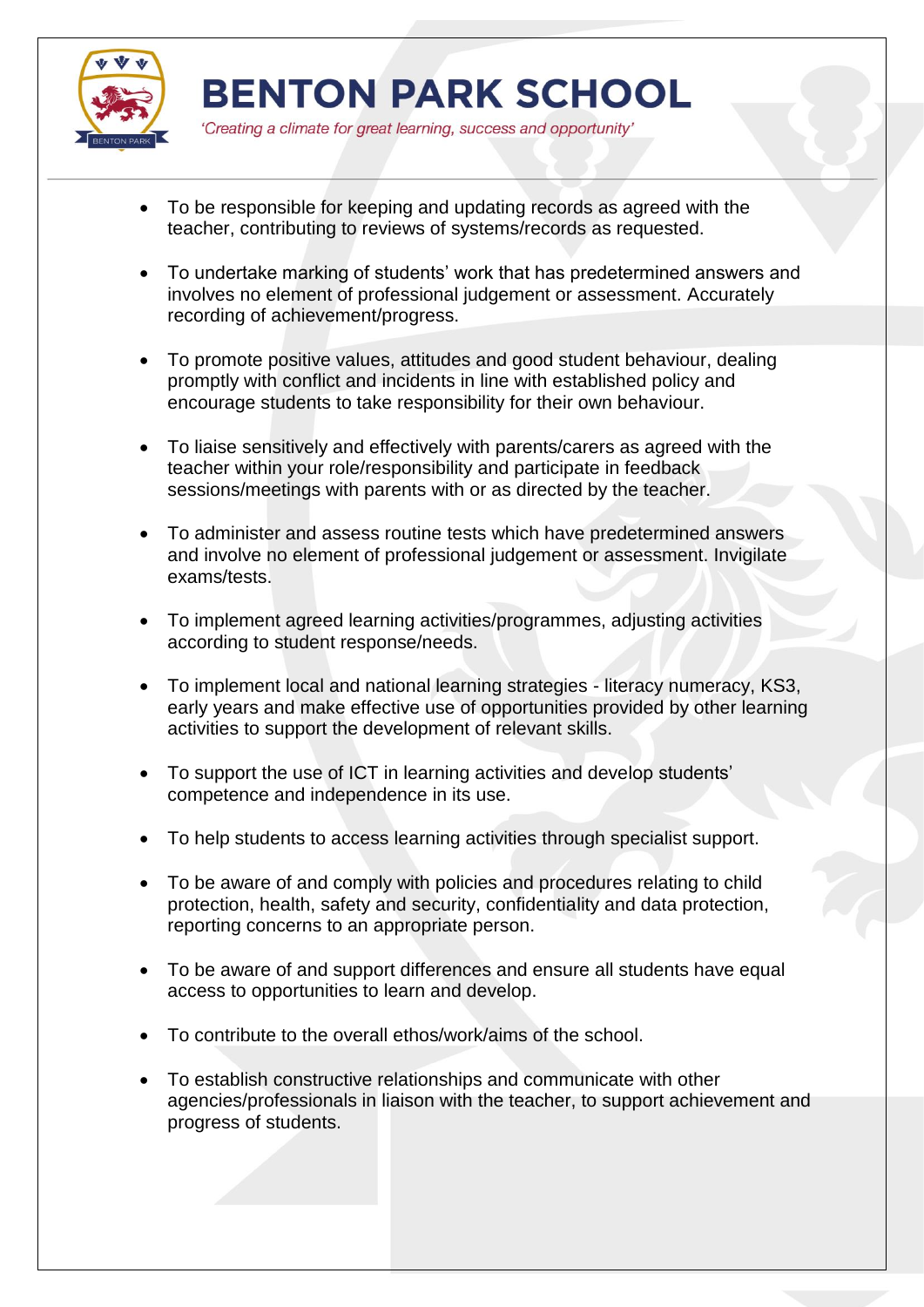- To be responsible for keeping and updating records as agreed with the teacher, contributing to reviews of systems/records as requested.

- To undertake marking of students' work that has predetermined answers and involves no element of professional judgement or assessment. Accurately recording of achievement/progress.

- To promote positive values, attitudes and good student behaviour, dealing promptly with conflict and incidents in line with established policy and encourage students to take responsibility for their own behaviour.

- To liaise sensitively and effectively with parents/carers as agreed with the teacher within your role/responsibility and participate in feedback sessions/meetings with parents with or as directed by the teacher.

- To administer and assess routine tests which have predetermined answers and involve no element of professional judgement or assessment. Invigilate exams/tests.

- To implement agreed learning activities/programmes, adjusting activities according to student response/needs.

- To implement local and national learning strategies - literacy numeracy, KS3, early years and make effective use of opportunities provided by other learning activities to support the development of relevant skills.

- To support the use of ICT in learning activities and develop students' competence and independence in its use.

- To help students to access learning activities through specialist support.

- To be aware of and comply with policies and procedures relating to child protection, health, safety and security, confidentiality and data protection, reporting concerns to an appropriate person.

- To be aware of and support differences and ensure all students have equal access to opportunities to learn and develop.

- To contribute to the overall ethos/work/aims of the school.

- To establish constructive relationships and communicate with other agencies/professionals in liaison with the teacher, to support achievement and progress of students.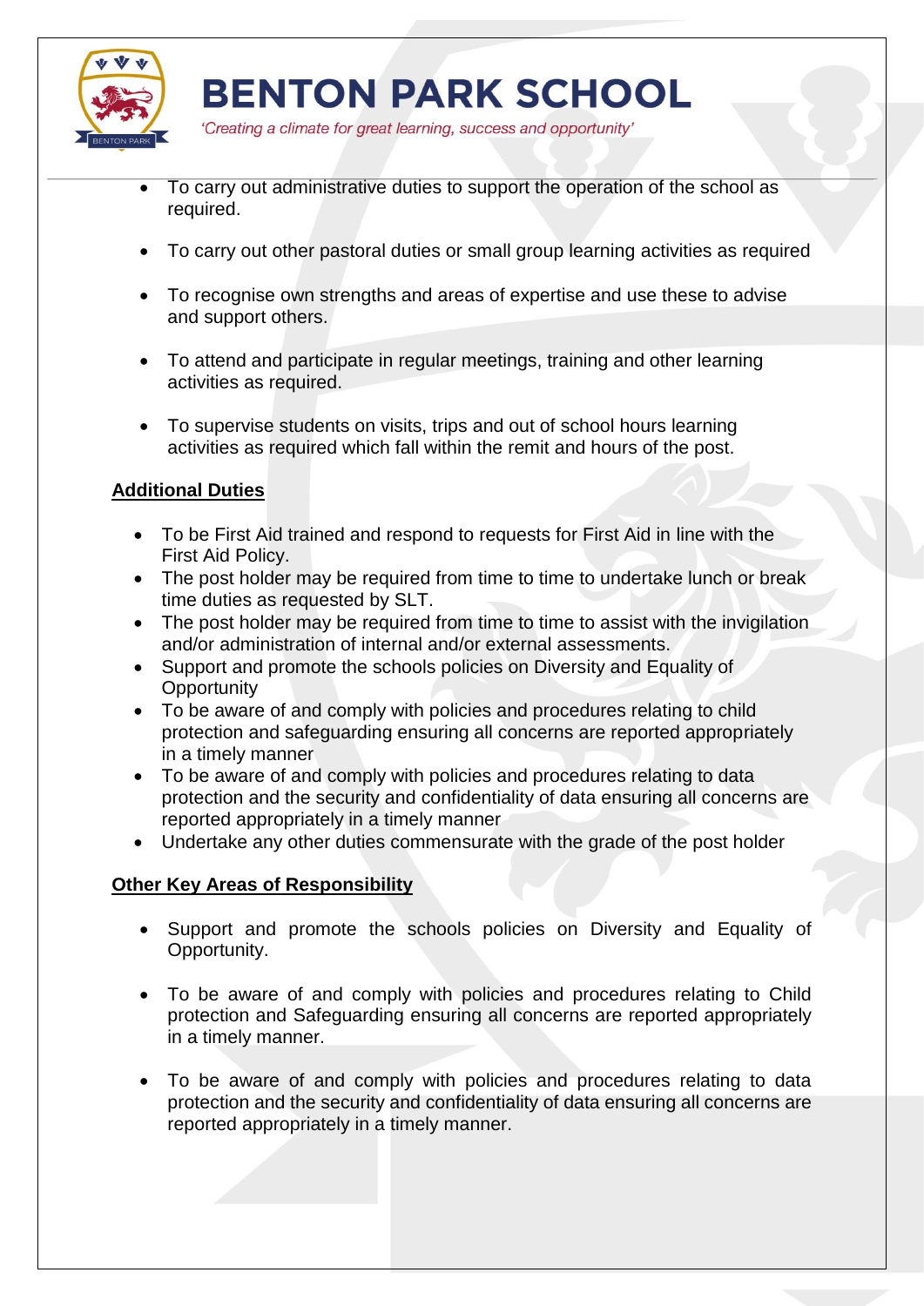- To carry out administrative duties to support the operation of the school as required.

- To carry out other pastoral duties or small group learning activities as required

- To recognise own strengths and areas of expertise and use these to advise and support others.

- To attend and participate in regular meetings, training and other learning activities as required.

- To supervise students on visits, trips and out of school hours learning activities as required which fall within the remit and hours of the post.

**Additional Duties**

- To be First Aid trained and respond to requests for First Aid in line with the First Aid Policy.
- The post holder may be required from time to time to undertake lunch or break time duties as requested by SLT.
- The post holder may be required from time to time to assist with the invigilation and/or administration of internal and/or external assessments.
- Support and promote the schools policies on Diversity and Equality of Opportunity
- To be aware of and comply with policies and procedures relating to child protection and safeguarding ensuring all concerns are reported appropriately in a timely manner
- To be aware of and comply with policies and procedures relating to data protection and the security and confidentiality of data ensuring all concerns are reported appropriately in a timely manner
- Undertake any other duties commensurate with the grade of the post holder

**Other Key Areas of Responsibility**

- Support and promote the schools policies on Diversity and Equality of Opportunity.

- To be aware of and comply with policies and procedures relating to Child protection and Safeguarding ensuring all concerns are reported appropriately in a timely manner.

- To be aware of and comply with policies and procedures relating to data protection and the security and confidentiality of data ensuring all concerns are reported appropriately in a timely manner.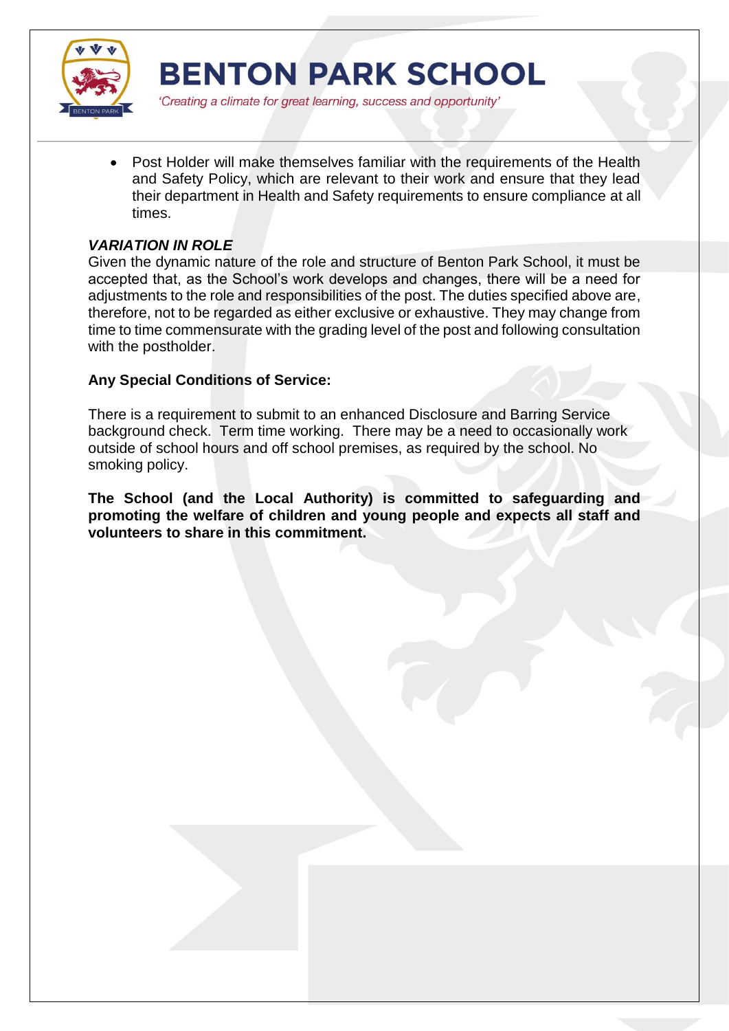- Post Holder will make themselves familiar with the requirements of the Health and Safety Policy, which are relevant to their work and ensure that they lead their department in Health and Safety requirements to ensure compliance at all times.

***VARIATION IN ROLE***

Given the dynamic nature of the role and structure of Benton Park School, it must be accepted that, as the School's work develops and changes, there will be a need for adjustments to the role and responsibilities of the post. The duties specified above are, therefore, not to be regarded as either exclusive or exhaustive. They may change from time to time commensurate with the grading level of the post and following consultation with the postholder.

**Any Special Conditions of Service:**

There is a requirement to submit to an enhanced Disclosure and Barring Service background check. Term time working. There may be a need to occasionally work outside of school hours and off school premises, as required by the school. No smoking policy.

**The School (and the Local Authority) is committed to safeguarding and promoting the welfare of children and young people and expects all staff and volunteers to share in this commitment.**